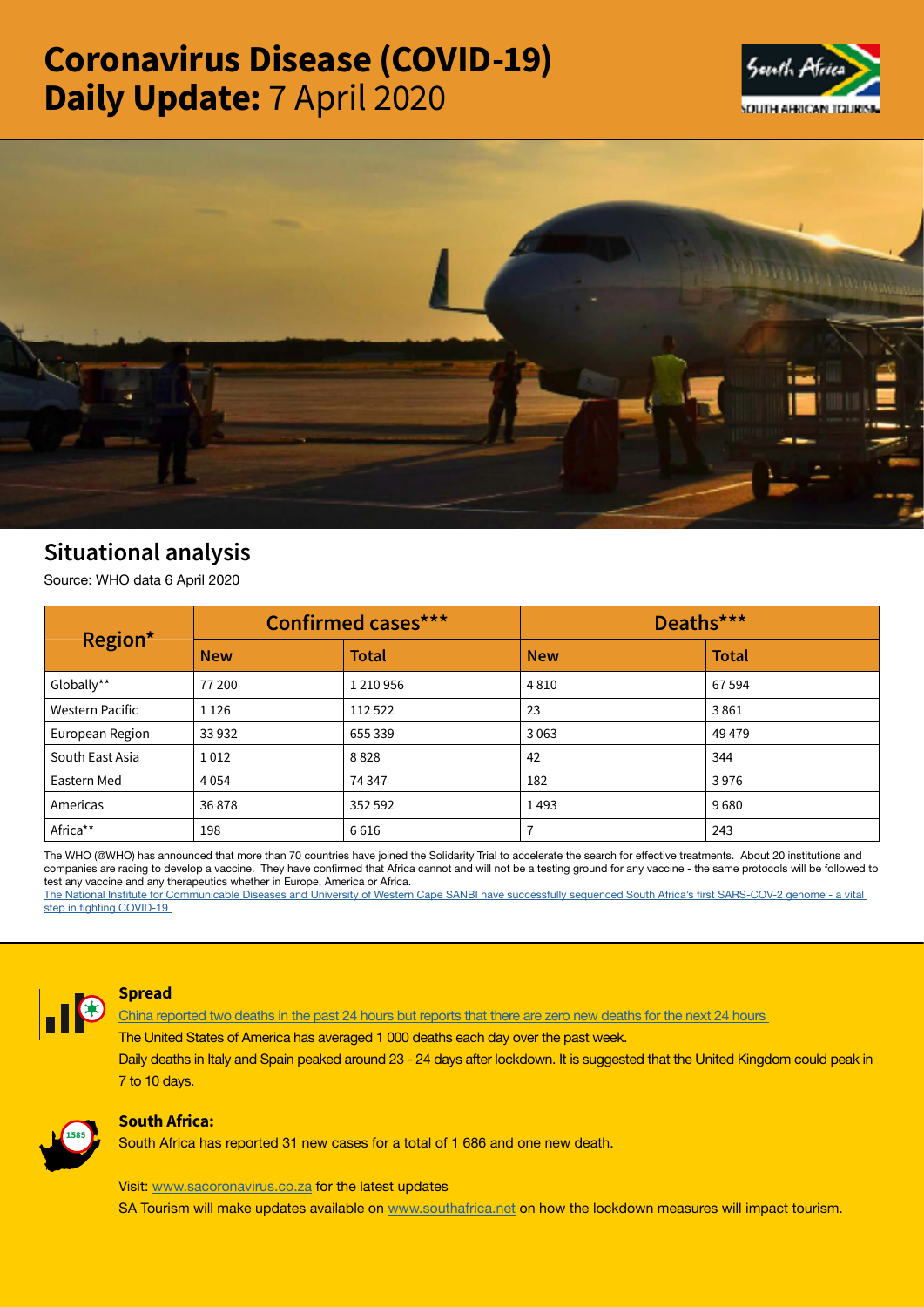# Coronavirus Disease (COVID-19)
# Daily Update: 7 April 2020

## Situational analysis

Source: WHO data 6 April 2020

| Region* | Confirmed cases*** | | Deaths*** | |
|---|---|---|---|---|
| | New | Total | New | Total |
| Globally** | 77 200 | 1 210 956 | 4 810 | 67 594 |
| Western Pacific | 1 126 | 112 522 | 23 | 3 861 |
| European Region | 33 932 | 655 339 | 3 063 | 49 479 |
| South East Asia | 1 012 | 8 828 | 42 | 344 |
| Eastern Med | 4 054 | 74 347 | 182 | 3 976 |
| Americas | 36 878 | 352 592 | 1 493 | 9 680 |
| Africa** | 198 | 6 616 | 7 | 243 |

The WHO (@WHO) has announced that more than 70 countries have joined the Solidarity Trial to accelerate the search for effective treatments. About 20 institutions and companies are racing to develop a vaccine. They have confirmed that Africa cannot and will not be a testing ground for any vaccine - the same protocols will be followed to test any vaccine and any therapeutics whether in Europe, America or Africa.

The National Institute for Communicable Diseases and University of Western Cape SANBI have successfully sequenced South Africa's first SARS-COV-2 genome - a vital step in fighting COVID-19

### Spread

China reported two deaths in the past 24 hours but reports that there are zero new deaths for the next 24 hours

The United States of America has averaged 1 000 deaths each day over the past week.

Daily deaths in Italy and Spain peaked around 23 - 24 days after lockdown. It is suggested that the United Kingdom could peak in 7 to 10 days.

### South Africa:

South Africa has reported 31 new cases for a total of 1 686 and one new death.

Visit: www.sacoronavirus.co.za for the latest updates

SA Tourism will make updates available on www.southafrica.net on how the lockdown measures will impact tourism.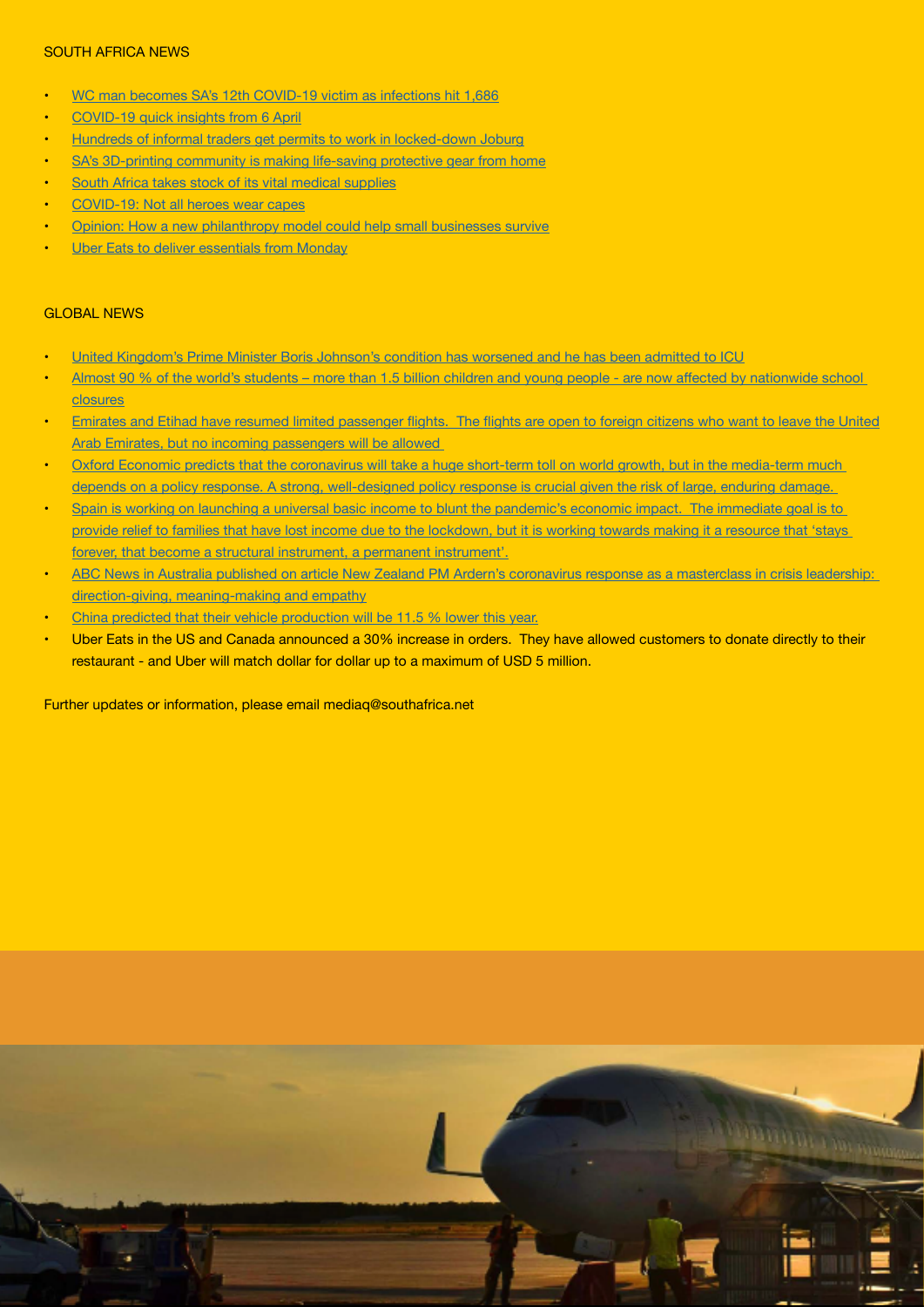SOUTH AFRICA NEWS

- WC man becomes SA's 12th COVID-19 victim as infections hit 1,686
- COVID-19 quick insights from 6 April
- Hundreds of informal traders get permits to work in locked-down Joburg
- SA's 3D-printing community is making life-saving protective gear from home
- South Africa takes stock of its vital medical supplies
- COVID-19: Not all heroes wear capes
- Opinion: How a new philanthropy model could help small businesses survive
- Uber Eats to deliver essentials from Monday

GLOBAL NEWS

- United Kingdom's Prime Minister Boris Johnson's condition has worsened and he has been admitted to ICU
- Almost 90 % of the world's students – more than 1.5 billion children and young people - are now affected by nationwide school closures
- Emirates and Etihad have resumed limited passenger flights. The flights are open to foreign citizens who want to leave the United Arab Emirates, but no incoming passengers will be allowed
- Oxford Economic predicts that the coronavirus will take a huge short-term toll on world growth, but in the media-term much depends on a policy response. A strong, well-designed policy response is crucial given the risk of large, enduring damage.
- Spain is working on launching a universal basic income to blunt the pandemic's economic impact. The immediate goal is to provide relief to families that have lost income due to the lockdown, but it is working towards making it a resource that 'stays forever, that become a structural instrument, a permanent instrument'.
- ABC News in Australia published on article New Zealand PM Ardern's coronavirus response as a masterclass in crisis leadership: direction-giving, meaning-making and empathy
- China predicted that their vehicle production will be 11.5 % lower this year.
- Uber Eats in the US and Canada announced a 30% increase in orders. They have allowed customers to donate directly to their restaurant - and Uber will match dollar for dollar up to a maximum of USD 5 million.

Further updates or information, please email mediaq@southafrica.net